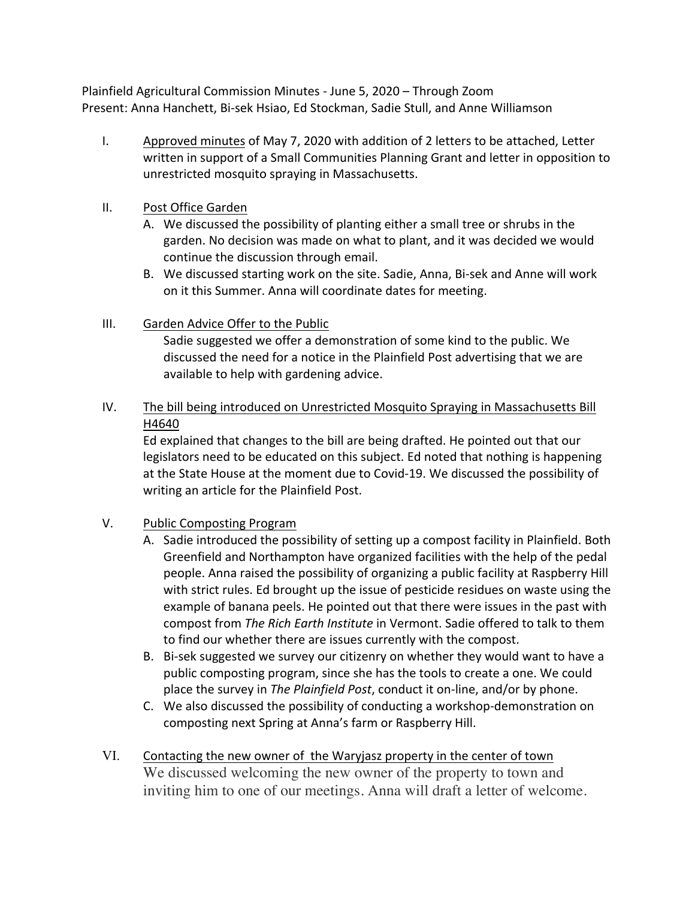Plainfield Agricultural Commission Minutes - June 5, 2020 – Through Zoom
Present: Anna Hanchett, Bi-sek Hsiao, Ed Stockman, Sadie Stull, and Anne Williamson

I. Approved minutes of May 7, 2020 with addition of 2 letters to be attached, Letter written in support of a Small Communities Planning Grant and letter in opposition to unrestricted mosquito spraying in Massachusetts.

II. Post Office Garden
   A. We discussed the possibility of planting either a small tree or shrubs in the garden. No decision was made on what to plant, and it was decided we would continue the discussion through email.
   B. We discussed starting work on the site. Sadie, Anna, Bi-sek and Anne will work on it this Summer. Anna will coordinate dates for meeting.

III. Garden Advice Offer to the Public
   Sadie suggested we offer a demonstration of some kind to the public. We discussed the need for a notice in the Plainfield Post advertising that we are available to help with gardening advice.

IV. The bill being introduced on Unrestricted Mosquito Spraying in Massachusetts Bill H4640
   Ed explained that changes to the bill are being drafted. He pointed out that our legislators need to be educated on this subject. Ed noted that nothing is happening at the State House at the moment due to Covid-19. We discussed the possibility of writing an article for the Plainfield Post.

V. Public Composting Program
   A. Sadie introduced the possibility of setting up a compost facility in Plainfield. Both Greenfield and Northampton have organized facilities with the help of the pedal people. Anna raised the possibility of organizing a public facility at Raspberry Hill with strict rules. Ed brought up the issue of pesticide residues on waste using the example of banana peels. He pointed out that there were issues in the past with compost from *The Rich Earth Institute* in Vermont. Sadie offered to talk to them to find our whether there are issues currently with the compost.
   B. Bi-sek suggested we survey our citizenry on whether they would want to have a public composting program, since she has the tools to create a one. We could place the survey in *The Plainfield Post*, conduct it on-line, and/or by phone.
   C. We also discussed the possibility of conducting a workshop-demonstration on composting next Spring at Anna's farm or Raspberry Hill.

VI. Contacting the new owner of the Waryjasz property in the center of town
   We discussed welcoming the new owner of the property to town and inviting him to one of our meetings. Anna will draft a letter of welcome.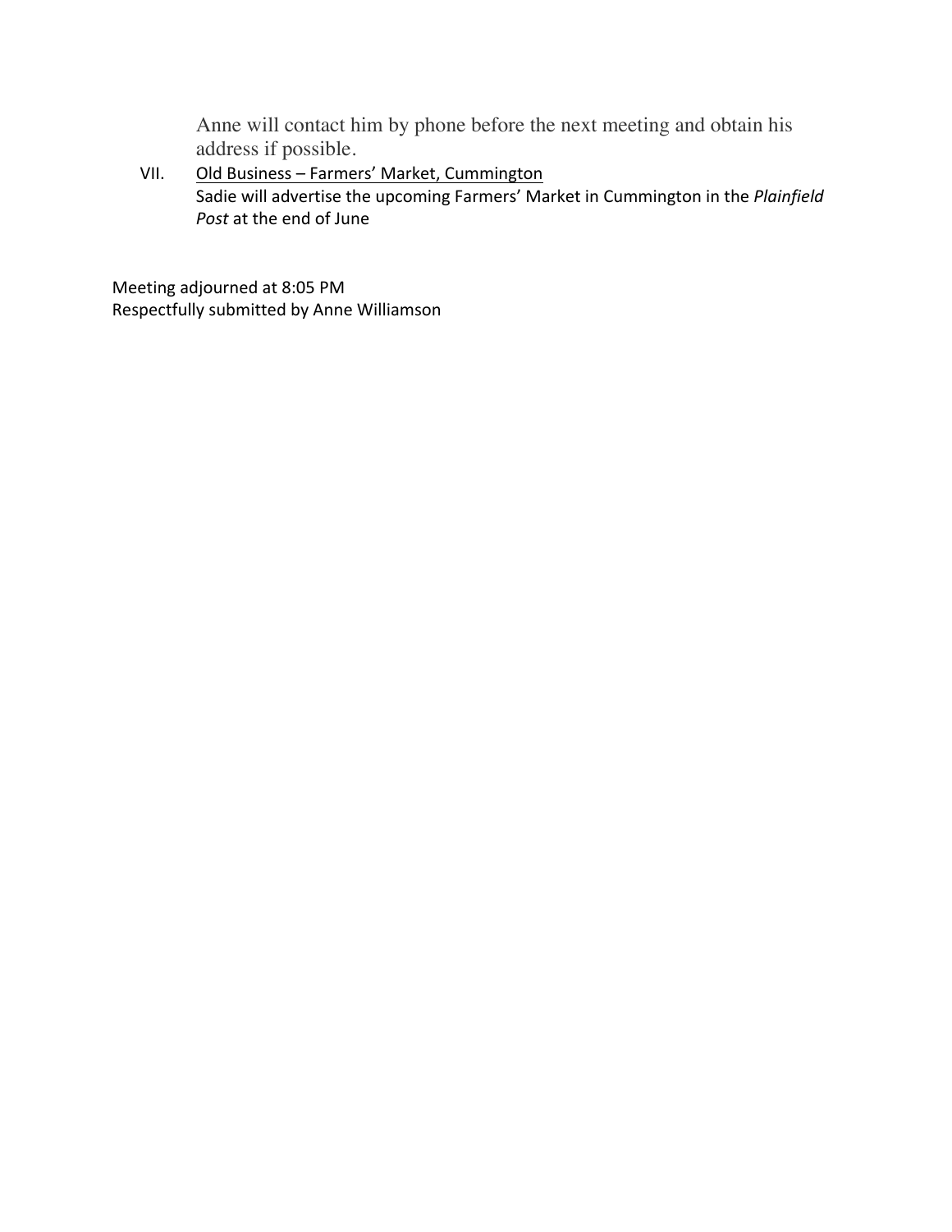Anne will contact him by phone before the next meeting and obtain his address if possible.

VII. <u>Old Business – Farmers' Market, Cummington</u>
Sadie will advertise the upcoming Farmers' Market in Cummington in the *Plainfield Post* at the end of June

Meeting adjourned at 8:05 PM
Respectfully submitted by Anne Williamson